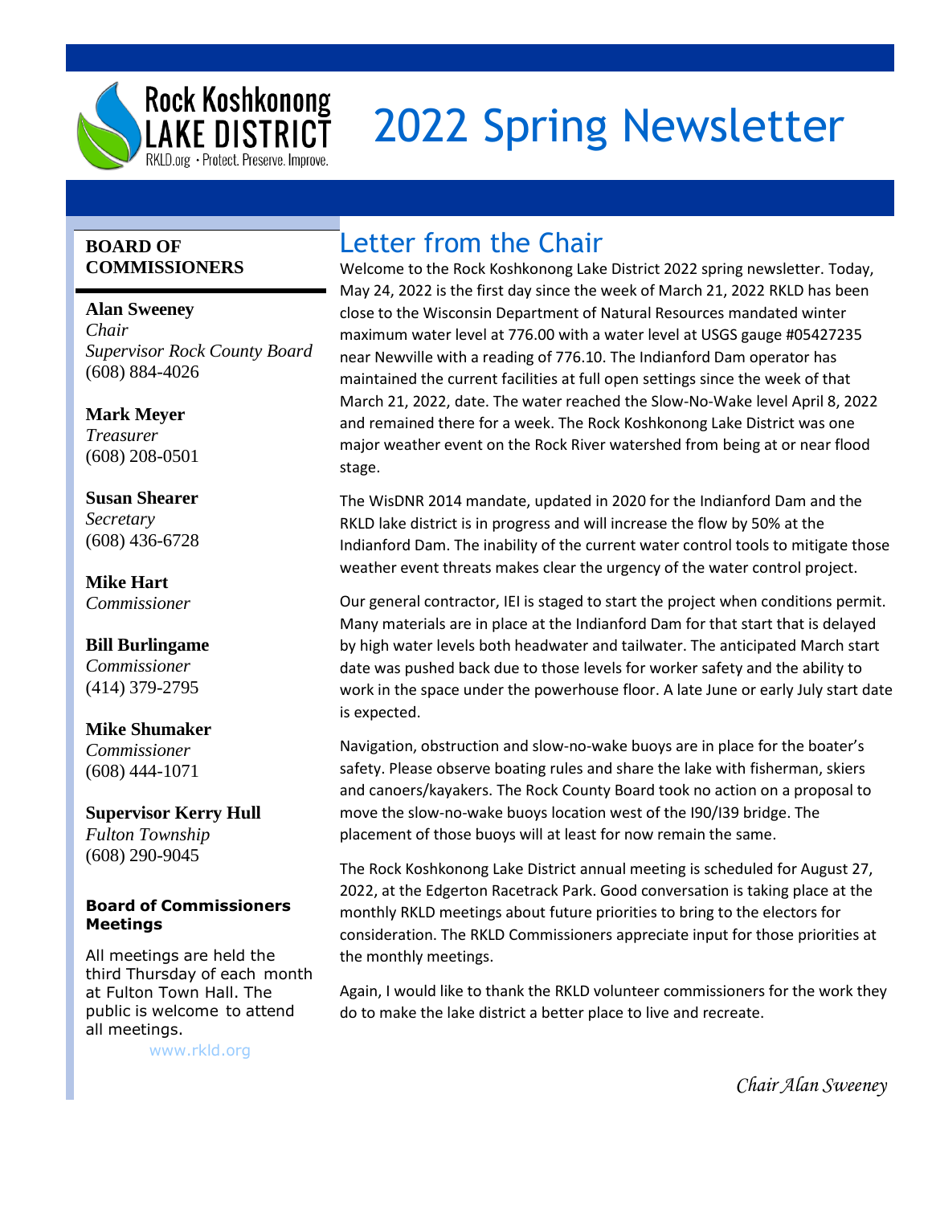Rock Koshkonong LAKE DISTRICT

RKLD.org · Protect. Preserve. Improve.

# 2022 Spring Newsletter

## Letter from the Chair

Welcome to the Rock Koshkonong Lake District 2022 spring newsletter. Today, May 24, 2022 is the first day since the week of March 21, 2022 RKLD has been close to the Wisconsin Department of Natural Resources mandated winter maximum water level at 776.00 with a water level at USGS gauge #05427235 near Newville with a reading of 776.10. The Indianford Dam operator has maintained the current facilities at full open settings since the week of that March 21, 2022, date. The water reached the Slow-No-Wake level April 8, 2022 and remained there for a week. The Rock Koshkonong Lake District was one major weather event on the Rock River watershed from being at or near flood stage.

The WisDNR 2014 mandate, updated in 2020 for the Indianford Dam and the RKLD lake district is in progress and will increase the flow by 50% at the Indianford Dam. The inability of the current water control tools to mitigate those weather event threats makes clear the urgency of the water control project.

Our general contractor, IEI is staged to start the project when conditions permit. Many materials are in place at the Indianford Dam for that start that is delayed by high water levels both headwater and tailwater. The anticipated March start date was pushed back due to those levels for worker safety and the ability to work in the space under the powerhouse floor. A late June or early July start date is expected.

Navigation, obstruction and slow-no-wake buoys are in place for the boater's safety. Please observe boating rules and share the lake with fisherman, skiers and canoers/kayakers. The Rock County Board took no action on a proposal to move the slow-no-wake buoys location west of the I90/I39 bridge. The placement of those buoys will at least for now remain the same.

The Rock Koshkonong Lake District annual meeting is scheduled for August 27, 2022, at the Edgerton Racetrack Park. Good conversation is taking place at the monthly RKLD meetings about future priorities to bring to the electors for consideration. The RKLD Commissioners appreciate input for those priorities at the monthly meetings.

Again, I would like to thank the RKLD volunteer commissioners for the work they do to make the lake district a better place to live and recreate.

*Chair Alan Sweeney*

### BOARD OF COMMISSIONERS

**Alan Sweeney**
*Chair*
*Supervisor Rock County Board*
(608) 884-4026

**Mark Meyer**
*Treasurer*
(608) 208-0501

**Susan Shearer**
*Secretary*
(608) 436-6728

**Mike Hart**
*Commissioner*

**Bill Burlingame**
*Commissioner*
(414) 379-2795

**Mike Shumaker**
*Commissioner*
(608) 444-1071

**Supervisor Kerry Hull**
*Fulton Township*
(608) 290-9045

### Board of Commissioners Meetings

All meetings are held the third Thursday of each month at Fulton Town Hall. The public is welcome to attend all meetings.

www.rkld.org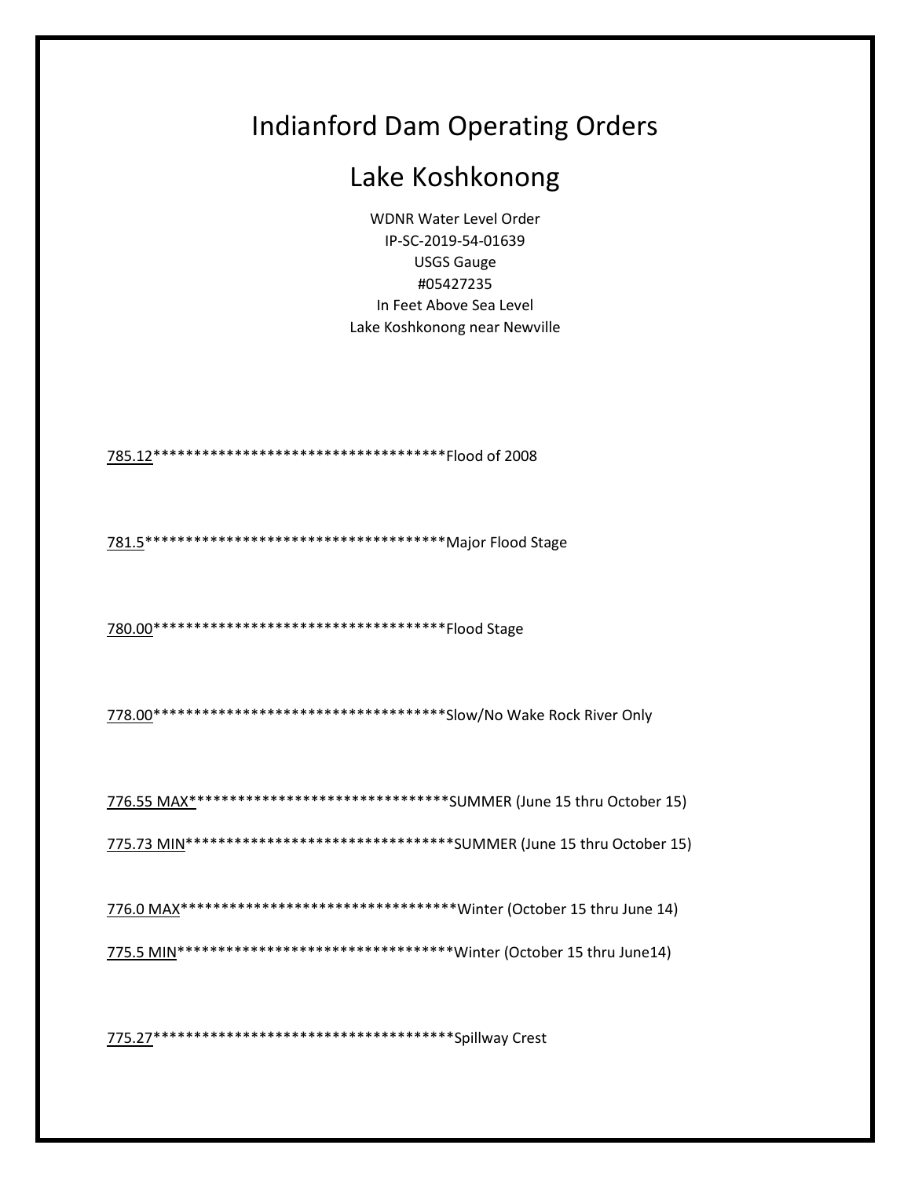# Indianford Dam Operating Orders

## Lake Koshkonong

WDNR Water Level Order
IP-SC-2019-54-01639
USGS Gauge
#05427235
In Feet Above Sea Level
Lake Koshkonong near Newville

<u>785.12</u>*************************************Flood of 2008

<u>781.5</u>**************************************Major Flood Stage

<u>780.00</u>*************************************Flood Stage

<u>778.00</u>*************************************Slow/No Wake Rock River Only

<u>776.55 MAX</u>*********************************SUMMER (June 15 thru October 15)

<u>775.73 MIN</u>**********************************SUMMER (June 15 thru October 15)

<u>776.0 MAX</u>***********************************Winter (October 15 thru June 14)

<u>775.5 MIN</u>***********************************Winter (October 15 thru June14)

<u>775.27</u>**************************************Spillway Crest